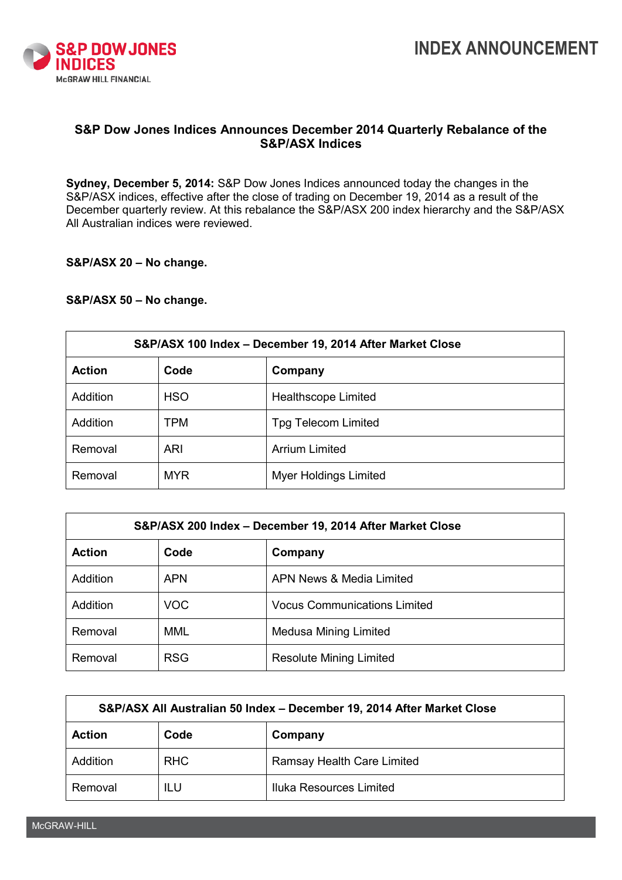# S&P Dow Jones Indices Announces December 2014 Quarterly Rebalance of the S&P/ASX Indices

**Sydney, December 5, 2014:** S&P Dow Jones Indices announced today the changes in the S&P/ASX indices, effective after the close of trading on December 19, 2014 as a result of the December quarterly review. At this rebalance the S&P/ASX 200 index hierarchy and the S&P/ASX All Australian indices were reviewed.

**S&P/ASX 20 – No change.**

**S&P/ASX 50 – No change.**

| S&P/ASX 100 Index – December 19, 2014 After Market Close | | |
|---|---|---|
| **Action** | **Code** | **Company** |
| Addition | HSO | Healthscope Limited |
| Addition | TPM | Tpg Telecom Limited |
| Removal | ARI | Arrium Limited |
| Removal | MYR | Myer Holdings Limited |

| S&P/ASX 200 Index – December 19, 2014 After Market Close | | |
|---|---|---|
| **Action** | **Code** | **Company** |
| Addition | APN | APN News & Media Limited |
| Addition | VOC | Vocus Communications Limited |
| Removal | MML | Medusa Mining Limited |
| Removal | RSG | Resolute Mining Limited |

| S&P/ASX All Australian 50 Index – December 19, 2014 After Market Close | | |
|---|---|---|
| **Action** | **Code** | **Company** |
| Addition | RHC | Ramsay Health Care Limited |
| Removal | ILU | Iluka Resources Limited |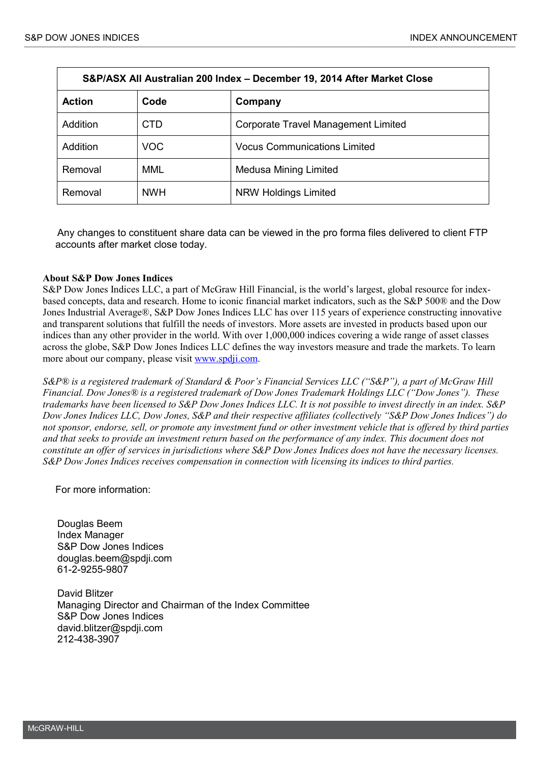| S&P/ASX All Australian 200 Index – December 19, 2014 After Market Close | | |
|---|---|---|
| **Action** | **Code** | **Company** |
| Addition | CTD | Corporate Travel Management Limited |
| Addition | VOC | Vocus Communications Limited |
| Removal | MML | Medusa Mining Limited |
| Removal | NWH | NRW Holdings Limited |

Any changes to constituent share data can be viewed in the pro forma files delivered to client FTP accounts after market close today.

**About S&P Dow Jones Indices**

S&P Dow Jones Indices LLC, a part of McGraw Hill Financial, is the world's largest, global resource for index-based concepts, data and research. Home to iconic financial market indicators, such as the S&P 500® and the Dow Jones Industrial Average®, S&P Dow Jones Indices LLC has over 115 years of experience constructing innovative and transparent solutions that fulfill the needs of investors. More assets are invested in products based upon our indices than any other provider in the world. With over 1,000,000 indices covering a wide range of asset classes across the globe, S&P Dow Jones Indices LLC defines the way investors measure and trade the markets. To learn more about our company, please visit [www.spdji.com](http://www.spdji.com).

*S&P® is a registered trademark of Standard & Poor's Financial Services LLC ("S&P"), a part of McGraw Hill Financial. Dow Jones® is a registered trademark of Dow Jones Trademark Holdings LLC ("Dow Jones"). These trademarks have been licensed to S&P Dow Jones Indices LLC. It is not possible to invest directly in an index. S&P Dow Jones Indices LLC, Dow Jones, S&P and their respective affiliates (collectively "S&P Dow Jones Indices") do not sponsor, endorse, sell, or promote any investment fund or other investment vehicle that is offered by third parties and that seeks to provide an investment return based on the performance of any index. This document does not constitute an offer of services in jurisdictions where S&P Dow Jones Indices does not have the necessary licenses. S&P Dow Jones Indices receives compensation in connection with licensing its indices to third parties.*

For more information:

Douglas Beem
Index Manager
S&P Dow Jones Indices
douglas.beem@spdji.com
61-2-9255-9807

David Blitzer
Managing Director and Chairman of the Index Committee
S&P Dow Jones Indices
david.blitzer@spdji.com
212-438-3907